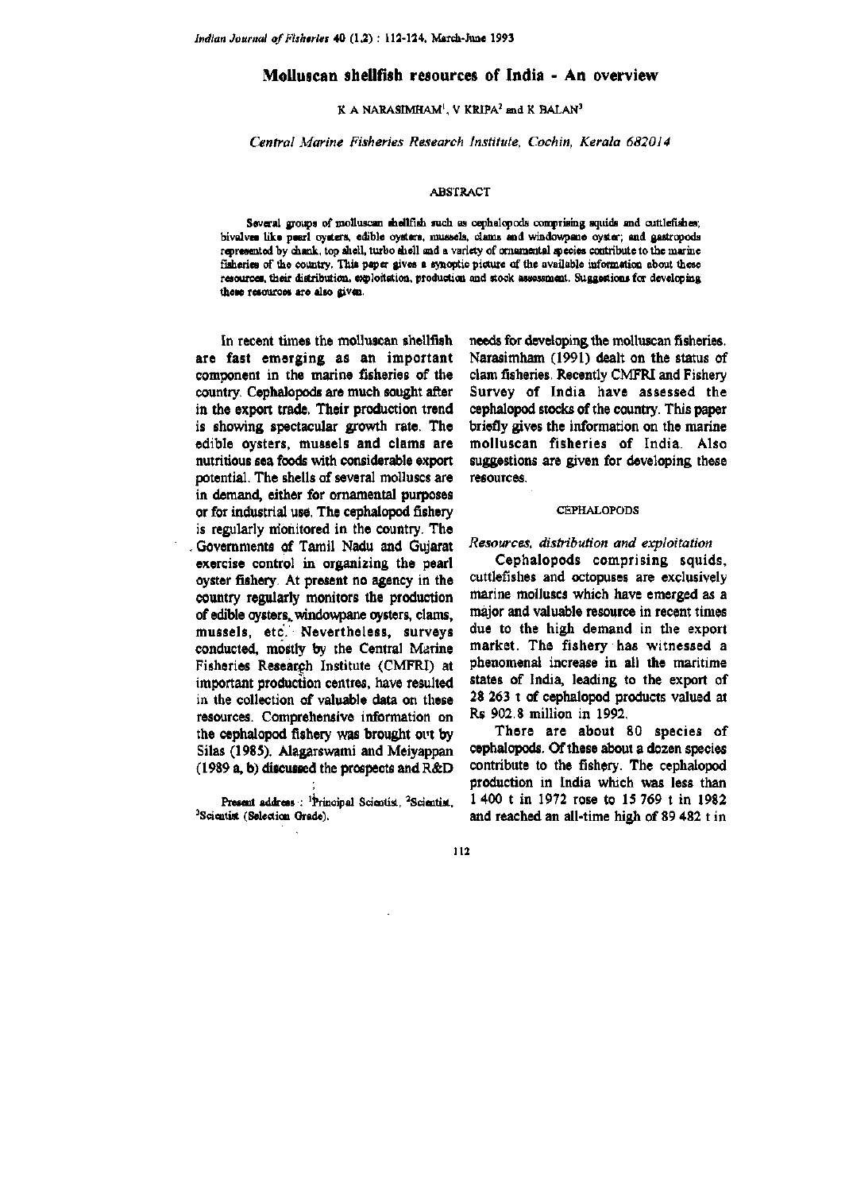# Molluscan shellfish resources of India - An overview

K A NARASIMHAM[1], V KRIPA[2] and K BALAN[3]

*Central Marine Fisheries Research Institute, Cochin, Kerala 682014*

## ABSTRACT

Several groups of molluscan shellfish such as cephalopods comprising squids and cuttlefishes; bivalves like pearl oysters, edible oysters, mussels, clams and windowpane oyster; and gastropods represented by chank, top shell, turbo shell and a variety of ornamental species contribute to the marine fisheries of the country. This paper gives a synoptic picture of the available information about these resources, their distribution, exploitation, production and stock assessment. Suggestions for developing these resources are also given.

In recent times the molluscan shellfish are fast emerging as an important component in the marine fisheries of the country. Cephalopods are much sought after in the export trade. Their production trend is showing spectacular growth rate. The edible oysters, mussels and clams are nutritious sea foods with considerable export potential. The shells of several molluscs are in demand, either for ornamental purposes or for industrial use. The cephalopod fishery is regularly monitored in the country. The Governments of Tamil Nadu and Gujarat exercise control in organizing the pearl oyster fishery. At present no agency in the country regularly monitors the production of edible oysters, windowpane oysters, clams, mussels, etc. Nevertheless, surveys conducted, mostly by the Central Marine Fisheries Research Institute (CMFRI) at important production centres, have resulted in the collection of valuable data on these resources. Comprehensive information on the cephalopod fishery was brought out by Silas (1985). Alagarswami and Meiyappan (1989 a, b) discussed the prospects and R&D needs for developing the molluscan fisheries. Narasimham (1991) dealt on the status of clam fisheries. Recently CMFRI and Fishery Survey of India have assessed the cephalopod stocks of the country. This paper briefly gives the information on the marine molluscan fisheries of India. Also suggestions are given for developing these resources.

Present address: [1]Principal Scientist, [2]Scientist, [3]Scientist (Selection Grade).

## CEPHALOPODS

### *Resources, distribution and exploitation*

Cephalopods comprising squids, cuttlefishes and octopuses are exclusively marine molluscs which have emerged as a major and valuable resource in recent times due to the high demand in the export market. The fishery has witnessed a phenomenal increase in all the maritime states of India, leading to the export of 28 263 t of cephalopod products valued at Rs 902.8 million in 1992.

There are about 80 species of cephalopods. Of these about a dozen species contribute to the fishery. The cephalopod production in India which was less than 1 400 t in 1972 rose to 15 769 t in 1982 and reached an all-time high of 89 482 t in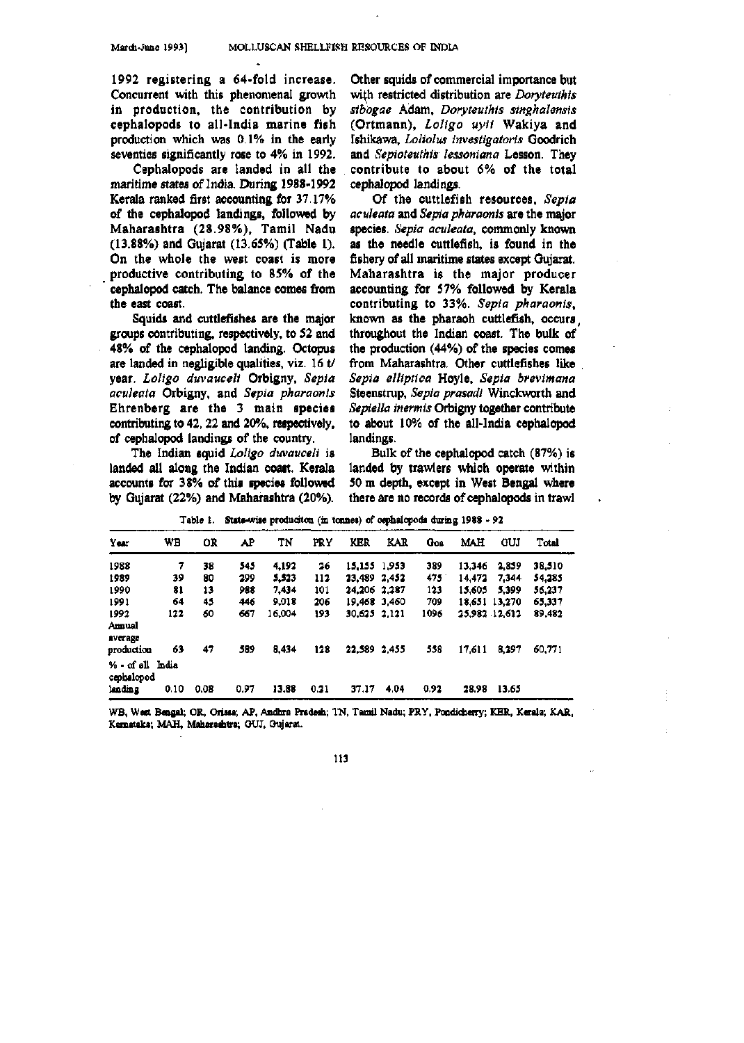1992 registering a 64-fold increase. Concurrent with this phenomenal growth in production, the contribution by cephalopods to all-India marine fish production which was 0.1% in the early seventies significantly rose to 4% in 1992.

Cephalopods are landed in all the maritime states of India. During 1988-1992 Kerala ranked first accounting for 37.17% of the cephalopod landings, followed by Maharashtra (28.98%), Tamil Nadu (13.88%) and Gujarat (13.65%) (Table 1). On the whole the west coast is more productive contributing to 85% of the cephalopod catch. The balance comes from the east coast.

Squids and cuttlefishes are the major groups contributing, respectively, to 52 and 48% of the cephalopod landing. Octopus are landed in negligible qualities, viz. 16 t/ year. *Loligo duvauceli* Orbigny, *Sepia aculeata* Orbigny, and *Sepia pharaonis* Ehrenberg are the 3 main species contributing to 42, 22 and 20%, respectively, of cephalopod landings of the country.

The Indian squid *Loligo duvauceli* is landed all along the Indian coast. Kerala accounts for 38% of this species followed by Gujarat (22%) and Maharashtra (20%). Other squids of commercial importance but with restricted distribution are *Doryteuthis sibogae* Adam, *Doryteuthis singhalensis* (Ortmann), *Loligo uyii* Wakiya and Ishikawa, *Loliolus investigatoris* Goodrich and *Sepioteuthis lessoniana* Lesson. They contribute to about 6% of the total cephalopod landings.

Of the cuttlefish resources, *Sepia aculeata* and *Sepia pharaonis* are the major species. *Sepia aculeata*, commonly known as the needle cuttlefish, is found in the fishery of all maritime states except Gujarat. Maharashtra is the major producer accounting for 57% followed by Kerala contributing to 33%. *Sepia pharaonis*, known as the pharaoh cuttlefish, occurs throughout the Indian coast. The bulk of the production (44%) of the species comes from Maharashtra. Other cuttlefishes like *Sepia elliptica* Hoyle, *Sepia brevimana* Steenstrup, *Sepia prasadi* Winckworth and *Sepiella inermis* Orbigny together contribute to about 10% of the all-India cephalopod landings.

Bulk of the cephalopod catch (87%) is landed by trawlers which operate within 50 m depth, except in West Bengal where there are no records of cephalopods in trawl

Table 1. State-wise produciton (in tonnes) of cephalopods during 1988 - 92

| Year | WB | OR | AP | TN | PRY | KER | KAR | Goa | MAH | GUJ | Total |
|---|---|---|---|---|---|---|---|---|---|---|---|
| 1988 | 7 | 38 | 545 | 4,192 | 26 | 15,155 | 1,953 | 389 | 13,346 | 2,859 | 38,510 |
| 1989 | 39 | 80 | 299 | 5,523 | 112 | 23,489 | 2,452 | 475 | 14,472 | 7,344 | 54,285 |
| 1990 | 81 | 13 | 988 | 7,434 | 101 | 24,206 | 2,287 | 123 | 15,605 | 5,399 | 56,237 |
| 1991 | 64 | 45 | 446 | 9,018 | 206 | 19,468 | 3,460 | 709 | 18,651 | 13,270 | 65,337 |
| 1992 | 122 | 60 | 667 | 16,004 | 193 | 30,625 | 2,121 | 1096 | 25,982 | 12,612 | 89,482 |
| Annual average production | 63 | 47 | 589 | 8,434 | 128 | 22,589 | 2,455 | 558 | 17,611 | 8,297 | 60,771 |
| % - of all India cephalopod landing | 0.10 | 0.08 | 0.97 | 13.88 | 0.21 | 37.17 | 4.04 | 0.92 | 28.98 | 13.65 | |

WB, West Bengal; OR, Orissa; AP, Andhra Pradesh; TN, Tamil Nadu; PRY, Pondicherry; KER, Kerala; KAR, Karnataka; MAH, Maharashtra; GUJ, Gujarat.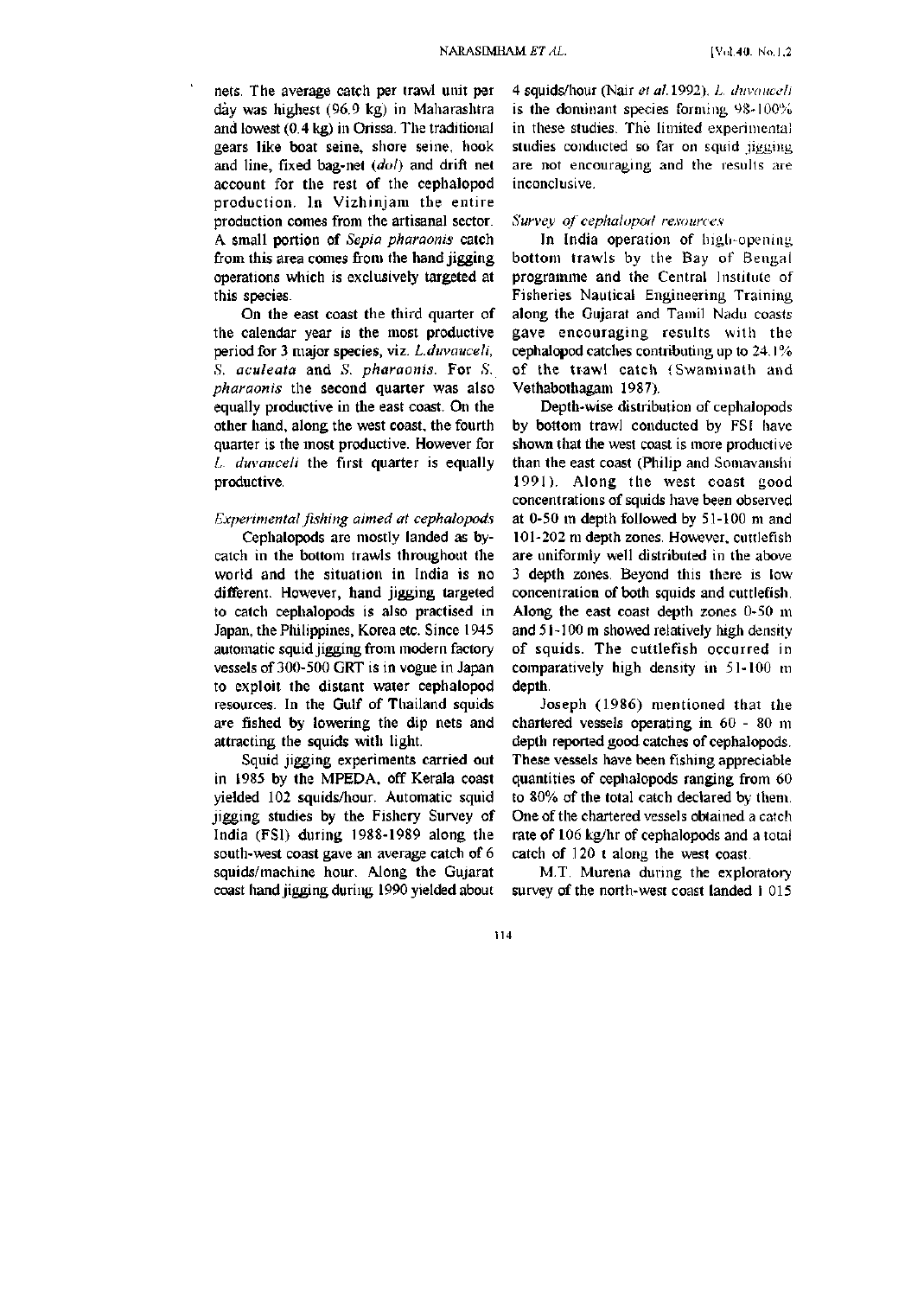nets. The average catch per trawl unit per day was highest (96.9 kg) in Maharashtra and lowest (0.4 kg) in Orissa. The traditional gears like boat seine, shore seine, hook and line, fixed bag-net (*dol*) and drift net account for the rest of the cephalopod production. In Vizhinjam the entire production comes from the artisanal sector. A small portion of *Sepia pharaonis* catch from this area comes from the hand jigging operations which is exclusively targeted at this species.

On the east coast the third quarter of the calendar year is the most productive period for 3 major species, viz. *L. duvauceli*, *S. aculeata* and *S. pharaonis*. For *S. pharaonis* the second quarter was also equally productive in the east coast. On the other hand, along the west coast, the fourth quarter is the most productive. However for *L. duvauceli* the first quarter is equally productive.

### *Experimental fishing aimed at cephalopods*

Cephalopods are mostly landed as by-catch in the bottom trawls throughout the world and the situation in India is no different. However, hand jigging targeted to catch cephalopods is also practised in Japan, the Philippines, Korea etc. Since 1945 automatic squid jigging from modern factory vessels of 300-500 GRT is in vogue in Japan to exploit the distant water cephalopod resources. In the Gulf of Thailand squids are fished by lowering the dip nets and attracting the squids with light.

Squid jigging experiments carried out in 1985 by the MPEDA, off Kerala coast yielded 102 squids/hour. Automatic squid jigging studies by the Fishery Survey of India (FSI) during 1988-1989 along the south-west coast gave an average catch of 6 squids/machine hour. Along the Gujarat coast hand jigging during 1990 yielded about 4 squids/hour (Nair *et al.* 1992). *L. duvauceli* is the dominant species forming 98-100% in these studies. The limited experimental studies conducted so far on squid jigging are not encouraging and the results are inconclusive.

### *Survey of cephalopod resources*

In India operation of high-opening bottom trawls by the Bay of Bengal programme and the Central Institute of Fisheries Nautical Engineering Training along the Gujarat and Tamil Nadu coasts gave encouraging results with the cephalopod catches contributing up to 24.1% of the trawl catch (Swaminath and Vethabothagam 1987).

Depth-wise distribution of cephalopods by bottom trawl conducted by FSI have shown that the west coast is more productive than the east coast (Philip and Somavanshi 1991). Along the west coast good concentrations of squids have been observed at 0-50 m depth followed by 51-100 m and 101-202 m depth zones. However, cuttlefish are uniformly well distributed in the above 3 depth zones. Beyond this there is low concentration of both squids and cuttlefish. Along the east coast depth zones 0-50 m and 51-100 m showed relatively high density of squids. The cuttlefish occurred in comparatively high density in 51-100 m depth.

Joseph (1986) mentioned that the chartered vessels operating in 60 - 80 m depth reported good catches of cephalopods. These vessels have been fishing appreciable quantities of cephalopods ranging from 60 to 80% of the total catch declared by them. One of the chartered vessels obtained a catch rate of 106 kg/hr of cephalopods and a total catch of 120 t along the west coast.

M.T. Murena during the exploratory survey of the north-west coast landed 1 015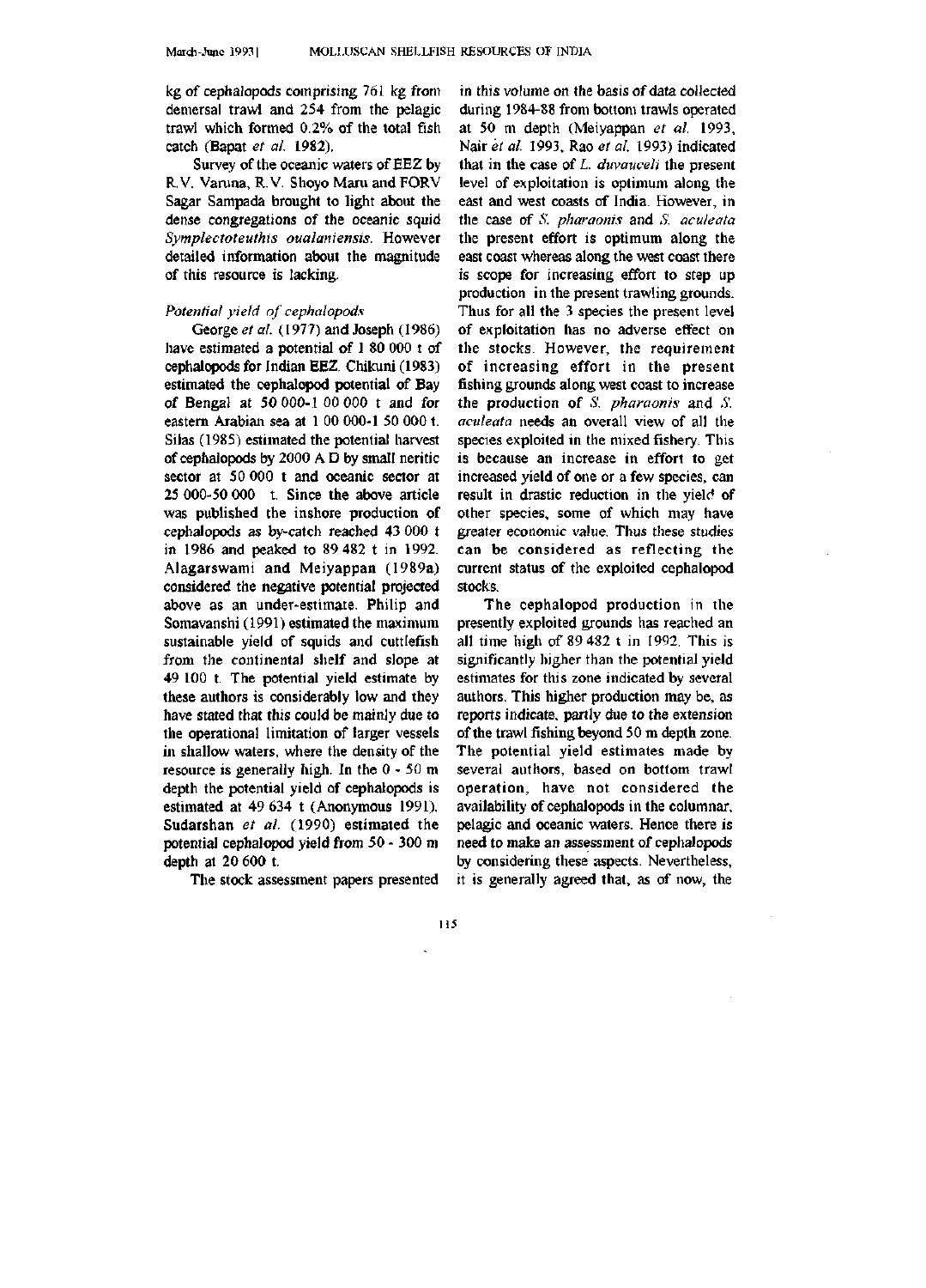kg of cephalopods comprising 761 kg from demersal trawl and 254 from the pelagic trawl which formed 0.2% of the total fish catch (Bapat *et al.* 1982).

Survey of the oceanic waters of EEZ by R.V. Varuna, R.V. Shoyo Maru and FORV Sagar Sampada brought to light about the dense congregations of the oceanic squid *Symplectoteuthis oualaniensis*. However detailed information about the magnitude of this resource is lacking.

*Potential yield of cephalopods*

George *et al.* (1977) and Joseph (1986) have estimated a potential of 1 80 000 t of cephalopods for Indian EEZ. Chikuni (1983) estimated the cephalopod potential of Bay of Bengal at 50 000-1 00 000 t and for eastern Arabian sea at 1 00 000-1 50 000 t. Silas (1985) estimated the potential harvest of cephalopods by 2000 A D by small neritic sector at 50 000 t and oceanic sector at 25 000-50 000 t. Since the above article was published the inshore production of cephalopods as by-catch reached 43 000 t in 1986 and peaked to 89 482 t in 1992. Alagarswami and Meiyappan (1989a) considered the negative potential projected above as an under-estimate. Philip and Somavanshi (1991) estimated the maximum sustainable yield of squids and cuttlefish from the continental shelf and slope at 49 100 t. The potential yield estimate by these authors is considerably low and they have stated that this could be mainly due to the operational limitation of larger vessels in shallow waters, where the density of the resource is generally high. In the 0 - 50 m depth the potential yield of cephalopods is estimated at 49 634 t (Anonymous 1991). Sudarshan *et al.* (1990) estimated the potential cephalopod yield from 50 - 300 m depth at 20 600 t.

The stock assessment papers presented in this volume on the basis of data collected during 1984-88 from bottom trawls operated at 50 m depth (Meiyappan *et al.* 1993, Nair *et al.* 1993, Rao *et al.* 1993) indicated that in the case of *L. duvauceli* the present level of exploitation is optimum along the east and west coasts of India. However, in the case of *S. pharaonis* and *S. aculeata* the present effort is optimum along the east coast whereas along the west coast there is scope for increasing effort to step up production in the present trawling grounds. Thus for all the 3 species the present level of exploitation has no adverse effect on the stocks. However, the requirement of increasing effort in the present fishing grounds along west coast to increase the production of *S. pharaonis* and *S. aculeata* needs an overall view of all the species exploited in the mixed fishery. This is because an increase in effort to get increased yield of one or a few species, can result in drastic reduction in the yield of other species, some of which may have greater economic value. Thus these studies can be considered as reflecting the current status of the exploited cephalopod stocks.

The cephalopod production in the presently exploited grounds has reached an all time high of 89 482 t in 1992. This is significantly higher than the potential yield estimates for this zone indicated by several authors. This higher production may be, as reports indicate, partly due to the extension of the trawl fishing beyond 50 m depth zone. The potential yield estimates made by several authors, based on bottom trawl operation, have not considered the availability of cephalopods in the columnar, pelagic and oceanic waters. Hence there is need to make an assessment of cephalopods by considering these aspects. Nevertheless, it is generally agreed that, as of now, the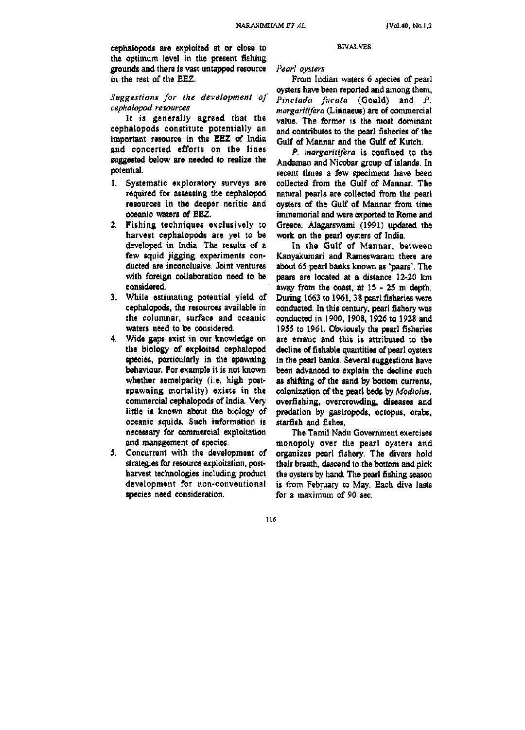cephalopods are exploited at or close to the optimum level in the present fishing grounds and there is vast untapped resource in the rest of the EEZ.

### *Suggestions for the development of cephalopod resources*

It is generally agreed that the cephalopods constitute potentially an important resource in the EEZ of India and concerted efforts on the lines suggested below are needed to realize the potential.

1. Systematic exploratory surveys are required for assessing the cephalopod resources in the deeper neritic and oceanic waters of EEZ.
2. Fishing techniques exclusively to harvest cephalopods are yet to be developed in India. The results of a few squid jigging experiments conducted are inconclusive. Joint ventures with foreign collaboration need to be considered.
3. While estimating potential yield of cephalopods, the resources available in the columnar, surface and oceanic waters need to be considered.
4. Wide gaps exist in our knowledge on the biology of exploited cephalopod species, particularly in the spawning behaviour. For example it is not known whether semelparity (i.e. high post-spawning mortality) exists in the commercial cephalopods of India. Very little is known about the biology of oceanic squids. Such information is necessary for commercial exploitation and management of species.
5. Concurrent with the development of strategies for resource exploitation, post-harvest technologies including product development for non-conventional species need consideration.

## BIVALVES

### *Pearl oysters*

From Indian waters 6 species of pearl oysters have been reported and among them, *Pinctada fucata* (Gould) and *P. margaritifera* (Linnaeus) are of commercial value. The former is the most dominant and contributes to the pearl fisheries of the Gulf of Mannar and the Gulf of Kutch.

*P. margaritifera* is confined to the Andaman and Nicobar group of islands. In recent times a few specimens have been collected from the Gulf of Mannar. The natural pearls are collected from the pearl oysters of the Gulf of Mannar from time immemorial and were exported to Rome and Greece. Alagarswami (1991) updated the work on the pearl oysters of India.

In the Gulf of Mannar, between Kanyakumari and Rameswaram there are about 65 pearl banks known as 'paars'. The paars are located at a distance 12-20 km away from the coast, at 15 - 25 m depth. During 1663 to 1961, 38 pearl fisheries were conducted. In this century, pearl fishery was conducted in 1900, 1908, 1926 to 1928 and 1955 to 1961. Obviously the pearl fisheries are erratic and this is attributed to the decline of fishable quantities of pearl oysters in the pearl banks. Several suggestions have been advanced to explain the decline such as shifting of the sand by bottom currents, colonization of the pearl beds by *Modiolus*, overfishing, overcrowding, diseases and predation by gastropods, octopus, crabs, starfish and fishes.

The Tamil Nadu Government exercises monopoly over the pearl oysters and organizes pearl fishery. The divers hold their breath, descend to the bottom and pick the oysters by hand. The pearl fishing season is from February to May. Each dive lasts for a maximum of 90 sec.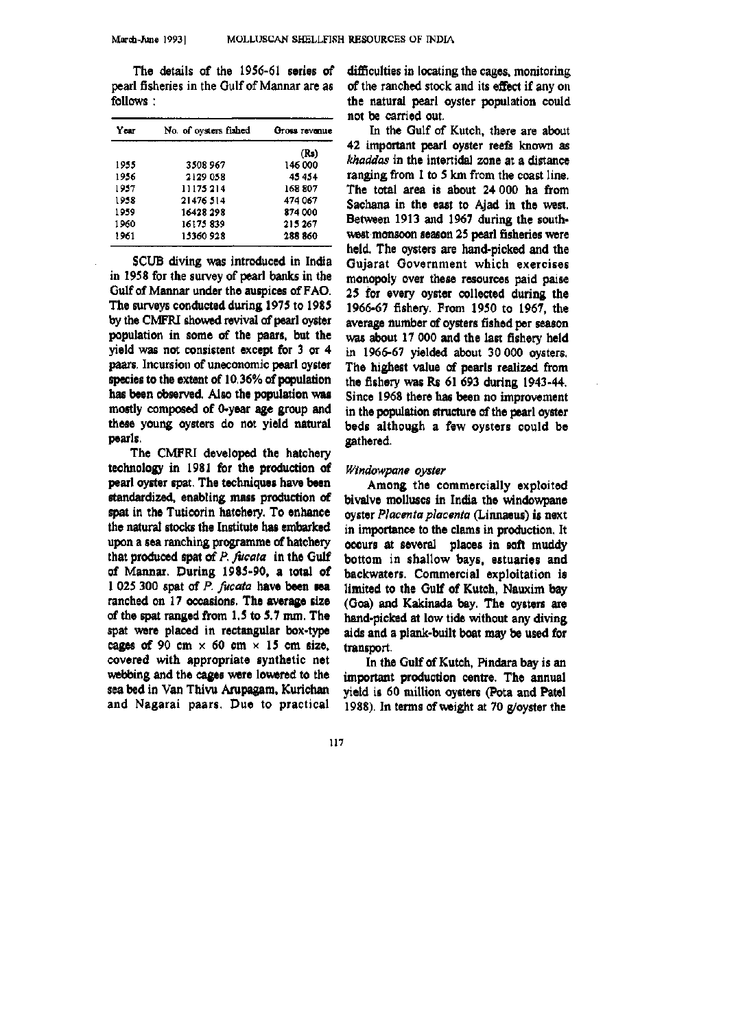The details of the 1956-61 series of pearl fisheries in the Gulf of Mannar are as follows :

| Year | No. of oysters fished | Gross revenue |
|---|---|---|
| | | (Rs) |
| 1955 | 3508 967 | 146 000 |
| 1956 | 2129 058 | 45 454 |
| 1957 | 11175 214 | 168 807 |
| 1958 | 21476 514 | 474 067 |
| 1959 | 16428 298 | 874 000 |
| 1960 | 16175 839 | 215 267 |
| 1961 | 15360 928 | 288 860 |

SCUB diving was introduced in India in 1958 for the survey of pearl banks in the Gulf of Mannar under the auspices of FAO. The surveys conducted during 1975 to 1985 by the CMFRI showed revival of pearl oyster population in some of the paars, but the yield was not consistent except for 3 or 4 paars. Incursion of uneconomic pearl oyster species to the extent of 10.36% of population has been observed. Also the population was mostly composed of 0-year age group and these young oysters do not yield natural pearls.

The CMFRI developed the hatchery technology in 1981 for the production of pearl oyster spat. The techniques have been standardized, enabling mass production of spat in the Tuticorin hatchery. To enhance the natural stocks the Institute has embarked upon a sea ranching programme of hatchery that produced spat of *P. fucata* in the Gulf of Mannar. During 1985-90, a total of 1 025 300 spat of *P. fucata* have been sea ranched on 17 occasions. The average size of the spat ranged from 1.5 to 5.7 mm. The spat were placed in rectangular box-type cages of 90 cm × 60 cm × 15 cm size, covered with appropriate synthetic net webbing and the cages were lowered to the sea bed in Van Thivu Arupagam, Kurichan and Nagarai paars. Due to practical difficulties in locating the cages, monitoring of the ranched stock and its effect if any on the natural pearl oyster population could not be carried out.

In the Gulf of Kutch, there are about 42 important pearl oyster reefs known as *khaddas* in the intertidal zone at a distance ranging from 1 to 5 km from the coast line. The total area is about 24 000 ha from Sachana in the east to Ajad in the west. Between 1913 and 1967 during the south-west monsoon season 25 pearl fisheries were held. The oysters are hand-picked and the Gujarat Government which exercises monopoly over these resources paid paise 25 for every oyster collected during the 1966-67 fishery. From 1950 to 1967, the average number of oysters fished per season was about 17 000 and the last fishery held in 1966-67 yielded about 30 000 oysters. The highest value of pearls realized from the fishery was Rs 61 693 during 1943-44. Since 1968 there has been no improvement in the population structure of the pearl oyster beds although a few oysters could be gathered.

### *Windowpane oyster*

Among the commercially exploited bivalve molluscs in India the windowpane oyster *Placenta placenta* (Linnaeus) is next in importance to the clams in production. It occurs at several places in soft muddy bottom in shallow bays, estuaries and backwaters. Commercial exploitation is limited to the Gulf of Kutch, Nauxim bay (Goa) and Kakinada bay. The oysters are hand-picked at low tide without any diving aids and a plank-built boat may be used for transport.

In the Gulf of Kutch, Pindara bay is an important production centre. The annual yield is 60 million oysters (Pota and Patel 1988). In terms of weight at 70 g/oyster the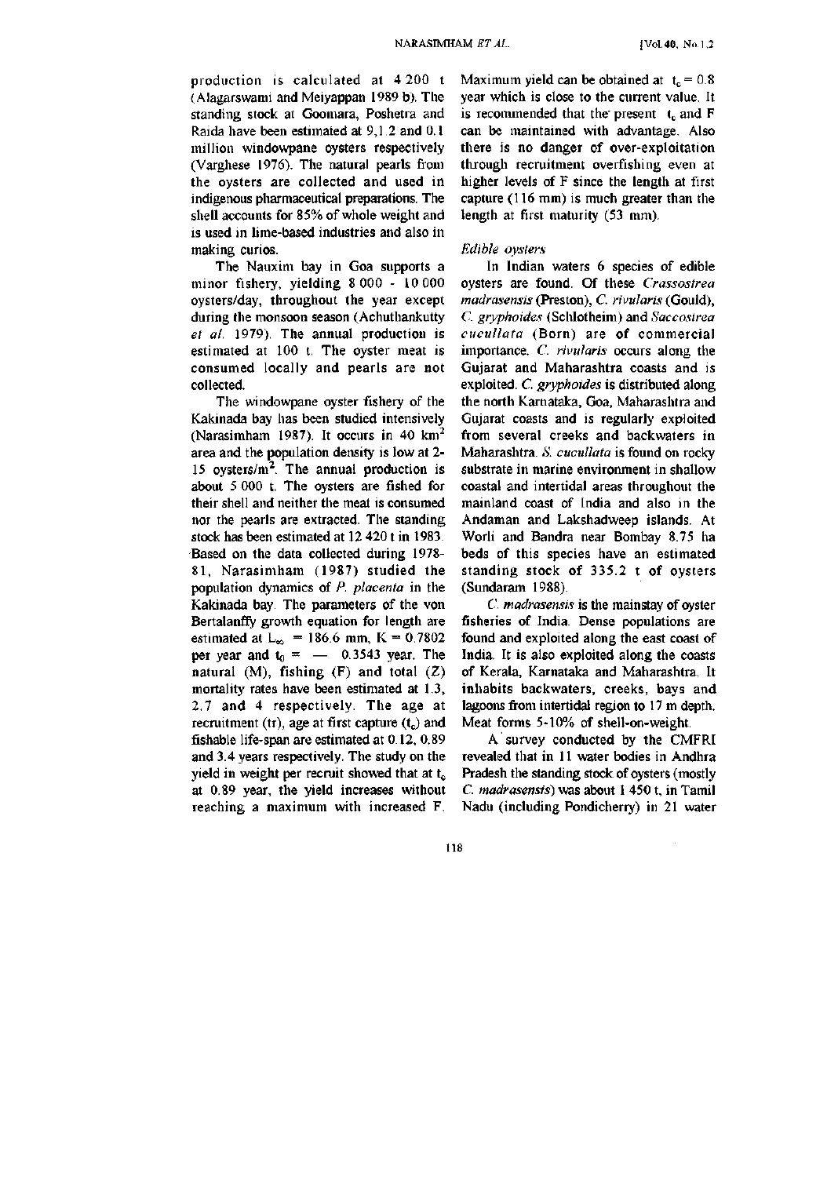production is calculated at 4 200 t (Alagarswami and Meiyappan 1989 b). The standing stock at Goomara, Poshetra and Raida have been estimated at 9,1.2 and 0.1 million windowpane oysters respectively (Varghese 1976). The natural pearls from the oysters are collected and used in indigenous pharmaceutical preparations. The shell accounts for 85% of whole weight and is used in lime-based industries and also in making curios.

The Nauxim bay in Goa supports a minor fishery, yielding 8 000 - 10 000 oysters/day, throughout the year except during the monsoon season (Achuthankutty *et al.* 1979). The annual production is estimated at 100 t. The oyster meat is consumed locally and pearls are not collected.

The windowpane oyster fishery of the Kakinada bay has been studied intensively (Narasimham 1987). It occurs in 40 $km^2$ area and the population density is low at 2-15 oysters/$m^2$. The annual production is about 5 000 t. The oysters are fished for their shell and neither the meat is consumed nor the pearls are extracted. The standing stock has been estimated at 12 420 t in 1983. Based on the data collected during 1978-81, Narasimham (1987) studied the population dynamics of *P. placenta* in the Kakinada bay. The parameters of the von Bertalanffy growth equation for length are estimated at $L_\infty$ = 186.6 mm, K = 0.7802 per year and $t_0$ = — 0.3543 year. The natural (M), fishing (F) and total (Z) mortality rates have been estimated at 1.3, 2.7 and 4 respectively. The age at recruitment (tr), age at first capture ($t_c$) and fishable life-span are estimated at 0.12, 0.89 and 3.4 years respectively. The study on the yield in weight per recruit showed that at $t_c$ at 0.89 year, the yield increases without reaching a maximum with increased F. Maximum yield can be obtained at $t_c$ = 0.8 year which is close to the current value. It is recommended that the present $t_c$ and F can be maintained with advantage. Also there is no danger of over-exploitation through recruitment overfishing even at higher levels of F since the length at first capture (116 mm) is much greater than the length at first maturity (53 mm).

*Edible oysters*

In Indian waters 6 species of edible oysters are found. Of these *Crassostrea madrasensis* (Preston), *C. rivularis* (Gould), *C. gryphoides* (Schlotheim) and *Saccostrea cucullata* (Born) are of commercial importance. *C. rivularis* occurs along the Gujarat and Maharashtra coasts and is exploited. *C. gryphoides* is distributed along the north Karnataka, Goa, Maharashtra and Gujarat coasts and is regularly exploited from several creeks and backwaters in Maharashtra. *S. cucullata* is found on rocky substrate in marine environment in shallow coastal and intertidal areas throughout the mainland coast of India and also in the Andaman and Lakshadweep islands. At Worli and Bandra near Bombay 8.75 ha beds of this species have an estimated standing stock of 335.2 t of oysters (Sundaram 1988).

*C. madrasensis* is the mainstay of oyster fisheries of India. Dense populations are found and exploited along the east coast of India. It is also exploited along the coasts of Kerala, Karnataka and Maharashtra. It inhabits backwaters, creeks, bays and lagoons from intertidal region to 17 m depth. Meat forms 5-10% of shell-on-weight.

A survey conducted by the CMFRI revealed that in 11 water bodies in Andhra Pradesh the standing stock of oysters (mostly *C. madrasensis*) was about 1 450 t, in Tamil Nadu (including Pondicherry) in 21 water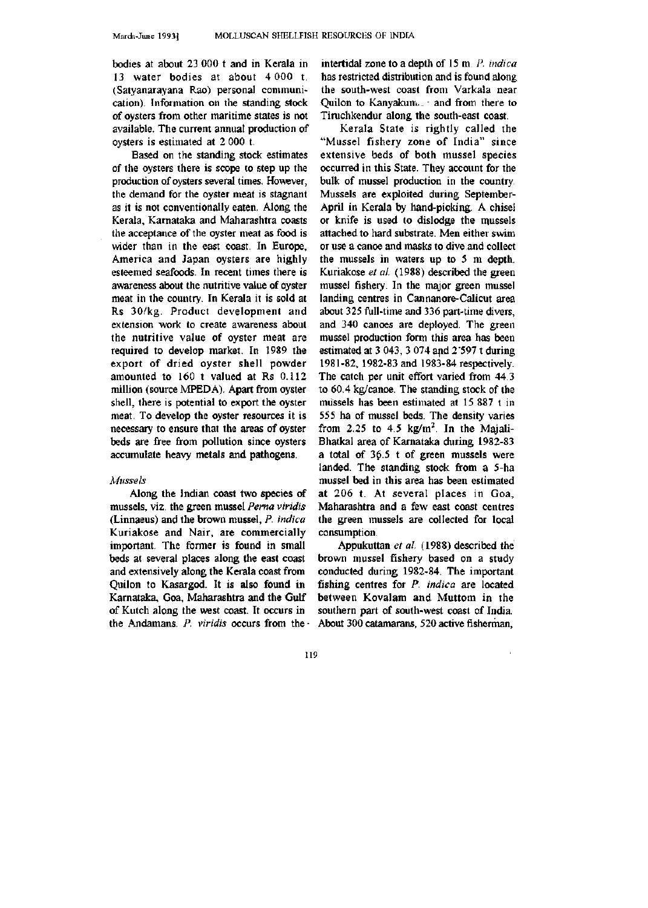bodies at about 23 000 t and in Kerala in 13 water bodies at about 4 000 t. (Satyanarayana Rao) personal communication). Information on the standing stock of oysters from other maritime states is not available. The current annual production of oysters is estimated at 2 000 t.

Based on the standing stock estimates of the oysters there is scope to step up the production of oysters several times. However, the demand for the oyster meat is stagnant as it is not conventionally eaten. Along the Kerala, Karnataka and Maharashtra coasts the acceptance of the oyster meat as food is wider than in the east coast. In Europe, America and Japan oysters are highly esteemed seafoods. In recent times there is awareness about the nutritive value of oyster meat in the country. In Kerala it is sold at Rs 30/kg. Product development and extension work to create awareness about the nutritive value of oyster meat are required to develop market. In 1989 the export of dried oyster shell powder amounted to 160 t valued at Rs 0.112 million (source MPEDA). Apart from oyster shell, there is potential to export the oyster meat. To develop the oyster resources it is necessary to ensure that the areas of oyster beds are free from pollution since oysters accumulate heavy metals and pathogens.

*Mussels*

Along the Indian coast two species of mussels, viz. the green mussel *Perna viridis* (Linnaeus) and the brown mussel, *P. indica* Kuriakose and Nair, are commercially important. The former is found in small beds at several places along the east coast and extensively along the Kerala coast from Quilon to Kasargod. It is also found in Karnataka, Goa, Maharashtra and the Gulf of Kutch along the west coast. It occurs in the Andamans. *P. viridis* occurs from the intertidal zone to a depth of 15 m. *P. indica* has restricted distribution and is found along the south-west coast from Varkala near Quilon to Kanyakum... and from there to Tiruchkendur along the south-east coast.

Kerala State is rightly called the "Mussel fishery zone of India" since extensive beds of both mussel species occurred in this State. They account for the bulk of mussel production in the country. Mussels are exploited during September-April in Kerala by hand-picking. A chisel or knife is used to dislodge the mussels attached to hard substrate. Men either swim or use a canoe and masks to dive and collect the mussels in waters up to 5 m depth. Kuriakose *et al.* (1988) described the green mussel fishery. In the major green mussel landing centres in Cannanore-Calicut area about 325 full-time and 336 part-time divers, and 340 canoes are deployed. The green mussel production form this area has been estimated at 3 043, 3 074 and 2 597 t during 1981-82, 1982-83 and 1983-84 respectively. The catch per unit effort varied from 44.3 to 60.4 kg/canoe. The standing stock of the mussels has been estimated at 15 887 t in 555 ha of mussel beds. The density varies from 2.25 to 4.5 kg/m$^2$. In the Majali-Bhatkal area of Karnataka during 1982-83 a total of 36.5 t of green mussels were landed. The standing stock from a 5-ha mussel bed in this area has been estimated at 206 t. At several places in Goa, Maharashtra and a few east coast centres the green mussels are collected for local consumption.

Appukuttan *et al.* (1988) described the brown mussel fishery based on a study conducted during 1982-84. The important fishing centres for *P. indica* are located between Kovalam and Muttom in the southern part of south-west coast of India. About 300 catamarans, 520 active fisherman,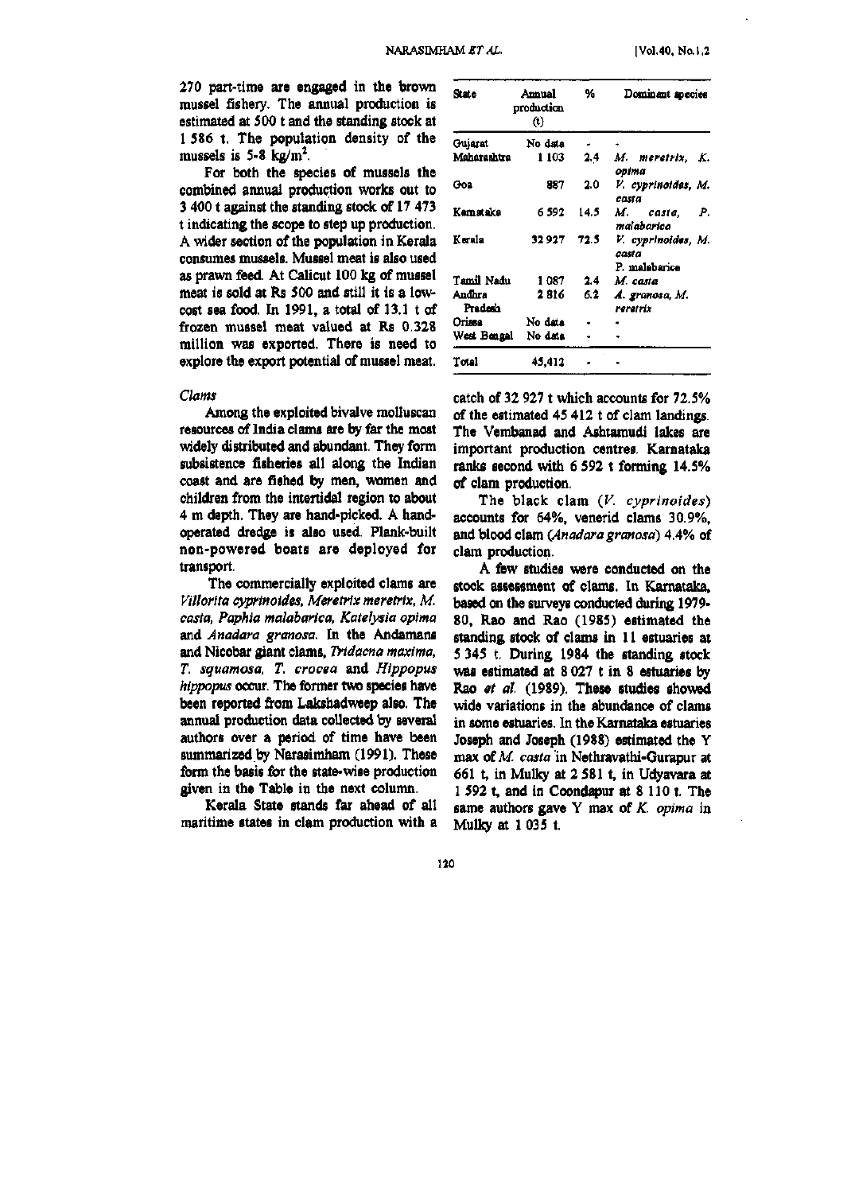270 part-time are engaged in the brown mussel fishery. The annual production is estimated at 500 t and the standing stock at 1 586 t. The population density of the mussels is 5-8 $kg/m^2$.

For both the species of mussels the combined annual production works out to 3 400 t against the standing stock of 17 473 t indicating the scope to step up production. A wider section of the population in Kerala consumes mussels. Mussel meat is also used as prawn feed. At Calicut 100 kg of mussel meat is sold at Rs 500 and still it is a low-cost sea food. In 1991, a total of 13.1 t of frozen mussel meat valued at Rs 0.328 million was exported. There is need to explore the export potential of mussel meat.

*Clams*

Among the exploited bivalve molluscan resources of India clams are by far the most widely distributed and abundant. They form subsistence fisheries all along the Indian coast and are fished by men, women and children from the intertidal region to about 4 m depth. They are hand-picked. A hand-operated dredge is also used. Plank-built non-powered boats are deployed for transport.

The commercially exploited clams are *Villorita cyprinoides, Meretrix meretrix, M. casta, Paphia malabarica, Katelysia opima* and *Anadara granosa*. In the Andamans and Nicobar giant clams, *Tridacna maxima, T. squamosa, T. crocea* and *Hippopus hippopus* occur. The former two species have been reported from Lakshadweep also. The annual production data collected by several authors over a period of time have been summarized by Narasimham (1991). These form the basis for the state-wise production given in the Table in the next column.

Kerala State stands far ahead of all maritime states in clam production with a catch of 32 927 t which accounts for 72.5% of the estimated 45 412 t of clam landings. The Vembanad and Ashtamudi lakes are important production centres. Karnataka ranks second with 6 592 t forming 14.5% of clam production.

| State | Annual production (t) | % | Dominant species |
|---|---|---|---|
| Gujarat | No data | - | - |
| Maharashtra | 1 103 | 2.4 | *M. meretrix, K. opima* |
| Goa | 887 | 2.0 | *V. cyprinoides, M. casta* |
| Karnataka | 6 592 | 14.5 | *M. casta, P. malabarica* |
| Kerala | 32 927 | 72.5 | *V. cyprinoides, M. casta* P. malabarica |
| Tamil Nadu | 1 087 | 2.4 | *M. casta* |
| Andhra Pradesh | 2 816 | 6.2 | *A. granosa, M. meretrix* |
| Orissa | No data | - | - |
| West Bengal | No data | - | - |
| Total | 45,412 | - | - |

The black clam (*V. cyprinoides*) accounts for 64%, venerid clams 30.9%, and blood clam (*Anadara granosa*) 4.4% of clam production.

A few studies were conducted on the stock assessment of clams. In Karnataka, based on the surveys conducted during 1979-80, Rao and Rao (1985) estimated the standing stock of clams in 11 estuaries at 5 345 t. During 1984 the standing stock was estimated at 8 027 t in 8 estuaries by Rao *et al.* (1989). These studies showed wide variations in the abundance of clams in some estuaries. In the Karnataka estuaries Joseph and Joseph (1988) estimated the Y max of *M. casta* in Nethravathi-Gurapur at 661 t, in Mulky at 2 581 t, in Udyavara at 1 592 t, and in Coondapur at 8 110 t. The same authors gave Y max of *K. opima* in Mulky at 1 035 t.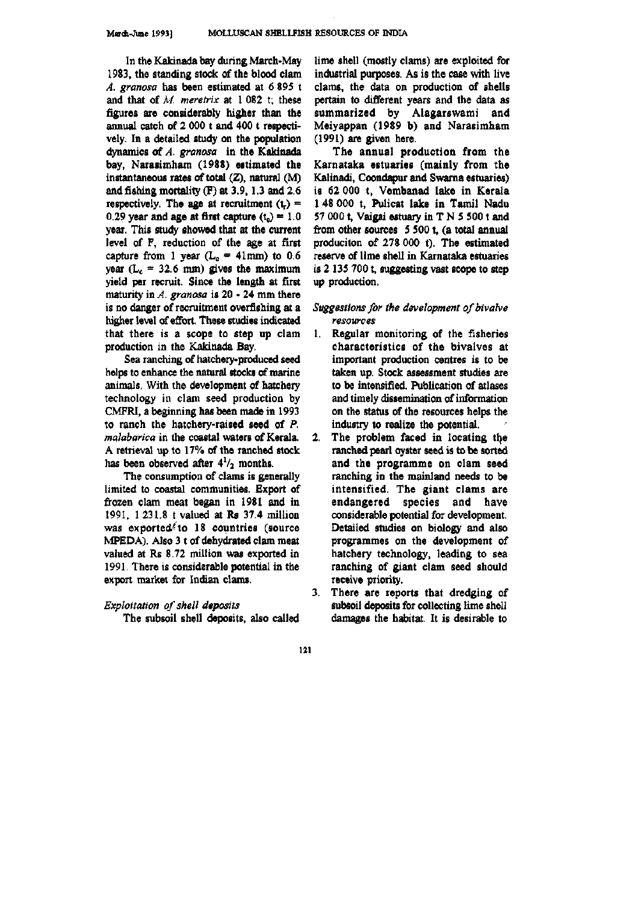In the Kakinada bay during March-May 1983, the standing stock of the blood clam *A. granosa* has been estimated at 6 895 t and that of *M. meretrix* at 1 082 t; these figures are considerably higher than the annual catch of 2 000 t and 400 t respectively. In a detailed study on the population dynamics of *A. granosa* in the Kakinada bay, Narasimham (1988) estimated the instantaneous rates of total (Z), natural (M) and fishing mortality (F) at 3.9, 1.3 and 2.6 respectively. The age at recruitment ($t_r$) = 0.29 year and age at first capture ($t_c$) = 1.0 year. This study showed that at the current level of F, reduction of the age at first capture from 1 year ($L_c$ = 41mm) to 0.6 year ($L_c$ = 32.6 mm) gives the maximum yield per recruit. Since the length at first maturity in *A. granosa* is 20 - 24 mm there is no danger of recruitment overfishing at a higher level of effort. These studies indicated that there is a scope to step up clam production in the Kakinada Bay.

Sea ranching of hatchery-produced seed helps to enhance the natural stocks of marine animals. With the development of hatchery technology in clam seed production by CMFRI, a beginning has been made in 1993 to ranch the hatchery-raised seed of *P. malabarica* in the coastal waters of Kerala. A retrieval up to 17% of the ranched stock has been observed after $4^1/_2$ months.

The consumption of clams is generally limited to coastal communities. Export of frozen clam meat began in 1981 and in 1991, 1 231.8 t valued at Rs 37.4 million was exported to 18 countries (source MPEDA). Also 3 t of dehydrated clam meat valued at Rs 8.72 million was exported in 1991. There is considerable potential in the export market for Indian clams.

*Exploitation of shell deposits*

The subsoil shell deposits, also called lime shell (mostly clams) are exploited for industrial purposes. As is the case with live clams, the data on production of shells pertain to different years and the data as summarized by Alagarswami and Meiyappan (1989 b) and Narasimham (1991) are given here.

The annual production from the Karnataka estuaries (mainly from the Kalinadi, Coondapur and Swarna estuaries) is 62 000 t, Vembanad lake in Kerala 1 48 000 t, Pulicat lake in Tamil Nadu 57 000 t, Vaigai estuary in T N 5 500 t and from other sources 5 500 t, (a total annual produciton of 278 000 t). The estimated reserve of lime shell in Karnataka estuaries is 2 135 700 t, suggesting vast scope to step up production.

*Suggestions for the development of bivalve resources*

1. Regular monitoring of the fisheries characteristics of the bivalves at important production centres is to be taken up. Stock assessment studies are to be intensified. Publication of atlases and timely dissemination of information on the status of the resources helps the industry to realize the potential.
2. The problem faced in locating the ranched pearl oyster seed is to be sorted and the programme on clam seed ranching in the mainland needs to be intensified. The giant clams are endangered species and have considerable potential for development. Detailed studies on biology and also programmes on the development of hatchery technology, leading to sea ranching of giant clam seed should receive priority.
3. There are reports that dredging of subsoil deposits for collecting lime shell damages the habitat. It is desirable to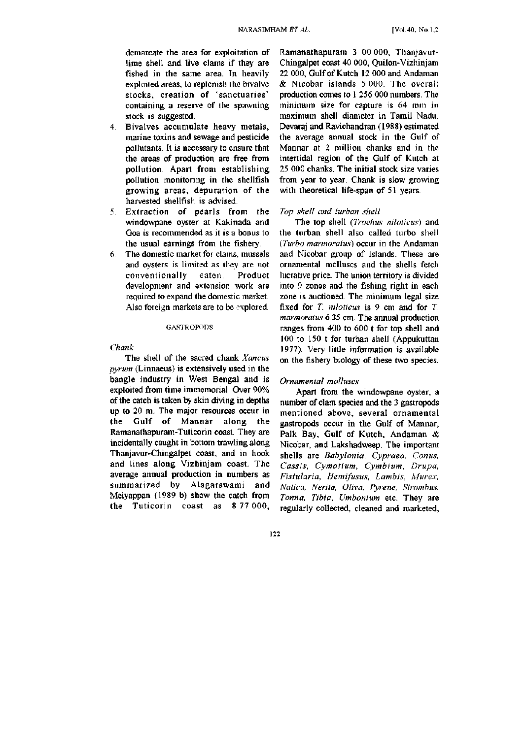demarcate the area for exploitation of lime shell and live clams if they are fished in the same area. In heavily exploited areas, to replenish the bivalve stocks, creation of 'sanctuaries' containing a reserve of the spawning stock is suggested.

4. Bivalves accumulate heavy metals, marine toxins and sewage and pesticide pollutants. It is necessary to ensure that the areas of production are free from pollution. Apart from establishing pollution monitoring in the shellfish growing areas, depuration of the harvested shellfish is advised.
5. Extraction of pearls from the windowpane oyster at Kakinada and Goa is recommended as it is a bonus to the usual earnings from the fishery.
6. The domestic market for clams, mussels and oysters is limited as they are not conventionally eaten. Product development and extension work are required to expand the domestic market. Also foreign markets are to be explored.

## GASTROPODS

### *Chank*

The shell of the sacred chank *Xancus pyrum* (Linnaeus) is extensively used in the bangle industry in West Bengal and is exploited from time immemorial. Over 90% of the catch is taken by skin diving in depths up to 20 m. The major resources occur in the Gulf of Mannar along the Ramanathapuram-Tuticorin coast. They are incidentally caught in bottom trawling along Thanjavur-Chingalpet coast, and in hook and lines along Vizhinjam coast. The average annual production in numbers as summarized by Alagarswami and Meiyappan (1989 b) show the catch from the Tuticorin coast as 8 77 000, Ramanathapuram 3 00 000, Thanjavur-Chingalpet coast 40 000, Quilon-Vizhinjam 22 000, Gulf of Kutch 12 000 and Andaman & Nicobar islands 5 000. The overall production comes to 1 256 000 numbers. The minimum size for capture is 64 mm in maximum shell diameter in Tamil Nadu. Devaraj and Ravichandran (1988) estimated the average annual stock in the Gulf of Mannar at 2 million chanks and in the intertidal region of the Gulf of Kutch at 25 000 chanks. The initial stock size varies from year to year. Chank is slow growing with theoretical life-span of 51 years.

### *Top shell and turban shell*

The top shell (*Trochus niloticus*) and the turban shell also called turbo shell (*Turbo marmoratus*) occur in the Andaman and Nicobar group of Islands. These are ornamental molluscs and the shells fetch lucrative price. The union territory is divided into 9 zones and the fishing right in each zone is auctioned. The minimum legal size fixed for *T. niloticus* is 9 cm and for *T. marmoratus* 6.35 cm. The annual production ranges from 400 to 600 t for top shell and 100 to 150 t for turban shell (Appukuttan 1977). Very little information is available on the fishery biology of these two species.

### *Ornamental molluscs*

Apart from the windowpane oyster, a number of clam species and the 3 gastropods mentioned above, several ornamental gastropods occur in the Gulf of Mannar, Palk Bay, Gulf of Kutch, Andaman & Nicobar, and Lakshadweep. The important shells are *Babylonia, Cypraea, Conus, Cassis, Cymatium, Cymbium, Drupa, Fistularia, Hemifusus, Lambis, Murex, Natica, Nerita, Oliva, Pyrene, Strombus, Tonna, Tibia, Umbonium* etc. They are regularly collected, cleaned and marketed,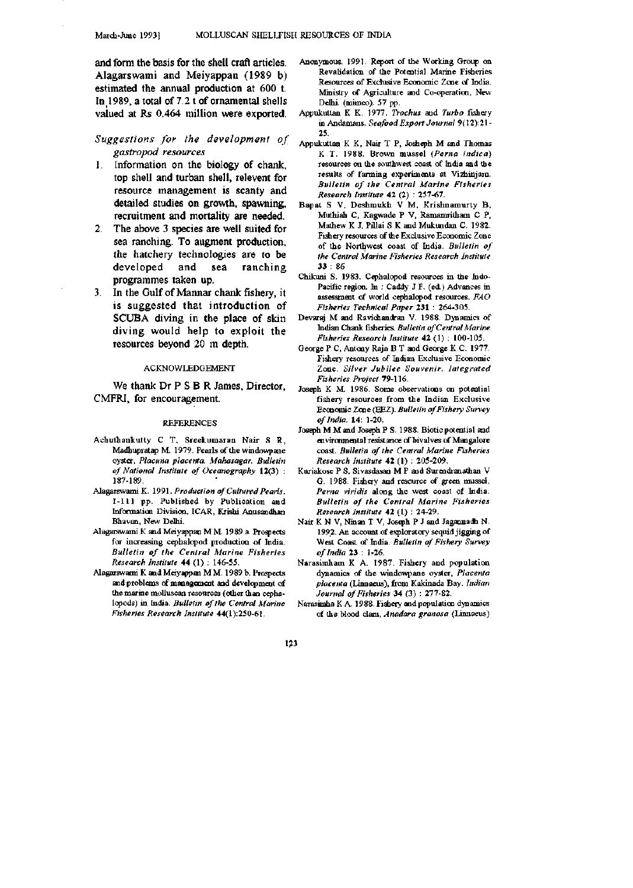and form the basis for the shell craft articles. Alagarswami and Meiyappan (1989 b) estimated the annual production at 600 t. In 1989, a total of 7.2 t of ornamental shells valued at Rs 0.464 million were exported.

*Suggestions for the development of gastropod resources*

1. Information on the biology of chank, top shell and turban shell, relevent for resource management is scanty and detailed studies on growth, spawning, recruitment and mortality are needed.
2. The above 3 species are well suited for sea ranching. To augment production, the hatchery technologies are to be developed and sea ranching programmes taken up.
3. In the Gulf of Mannar chank fishery, it is suggested that introduction of SCUBA diving in the place of skin diving would help to exploit the resources beyond 20 m depth.

## ACKNOWLEDGEMENT

We thank Dr P S B R James, Director, CMFRI, for encouragement.

## REFERENCES

Achuthankutty C T, Sreekumaran Nair S R, Madhupratap M. 1979. Pearls of the windowpane oyster, *Placuna placenta*. *Mahasagar. Bulletin of National Institute of Oceanography* **12**(3) : 187-189.

Alagarswami K. 1991. *Production of Cultured Pearls*. 1-111 pp. Published by Publication and Information Division, ICAR, Krishi Anusandhan Bhavan, New Delhi.

Alagarswami K and Meiyappan M M. 1989 a. Prospects for increasing cephalopod production of India. *Bulletin of the Central Marine Fisheries Research Institute* **44** (1) : 146-55.

Alagarswami K and Meiyappan M M. 1989 b. Prospects and problems of management and development of the marine molluscan resources (other than cephalopods) in India. *Bulletin of the Central Marine Fisheries Research Institute* **44**(1):250-61.

Anonymous. 1991. Report of the Working Group on Revalidation of the Potential Marine Fisheries Resources of Exclusive Economic Zone of India. Ministry of Agriculture and Co-operation, New Delhi. (mimeo). 57 pp.

Appukuttan K K. 1977. *Trochus* and *Turbo* fishery in Andamans. *Seafood Export Journal* 9(12):21-25.

Appukuttan K K, Nair T P, Josheph M and Thomas K T. 1988. Brown mussel (*Perna indica*) resources on the southwest coast of India and the results of farming experiments at Vizhinjam. *Bulletin of the Central Marine Fisheries Research Institute* **42** (2) : 257-67.

Bapat S V, Deshmukh V M, Krishnamurty B, Muthiah C, Kagwade P V, Ramamritham C P, Mathew K J, Pillai S K and Mukundan C. 1982. Fishery resources of the Exclusive Economic Zone of the Northwest coast of India. *Bulletin of the Central Marine Fisheries Research Institute* **33** : 86

Chikuni S. 1983. Cephalopod resources in the Indo-Pacific region. In : Caddy J F. (ed.) Advances in assessment of world cephalopod resources. *FAO Fisheries Technical Paper* **231** : 264-305.

Devaraj M and Ravichandran V. 1988. Dynamics of Indian Chank fisheries. *Bulletin of Central Marine Fisheries Research Institute* **42** (1) : 100-105.

George P C, Antony Raja B T and George K C. 1977. Fishery resources of Indian Exclusive Economic Zone. *Silver Jubilee Souvenir. Integrated Fisheries Project* 79-116.

Joseph K M. 1986. Some observations on potential fishery resources from the Indian Exclusive Economic Zone (EEZ). *Bulletin of Fishery Survey of India*. **14**: 1-20.

Joseph M M and Joseph P S. 1988. Biotic potential and environmental resistance of bivalves of Mangalore coast. *Bulletin of the Central Marine Fisheries Research Institute* **42** (1) : 205-209.

Kuriakose P S, Sivasdasan M P and Surendranathan V G. 1988. Fishery and rescurce of green mussel, *Perna viridis* along the west coast of India. *Bulletin of the Central Marine Fisheries Research Institute* **42** (1) : 24-29.

Nair K N V, Ninan T V, Joseph P J and Jagannadh N. 1992. An account of exploratory sequid jigging of West Coast of India. *Bulletin of Fishery Survey of India* **23** : 1-26.

Narasimham K A. 1987. Fishery and population dynamics of the windowpane oyster, *Placenta placenta* (Linnaeus), from Kakinada Bay. *Indian Journal of Fisheries* **34** (3) : 277-82.

Narasimha K A. 1988. Fishery and population dynamics of the blood clam, *Anadara granosa* (Linnaeus)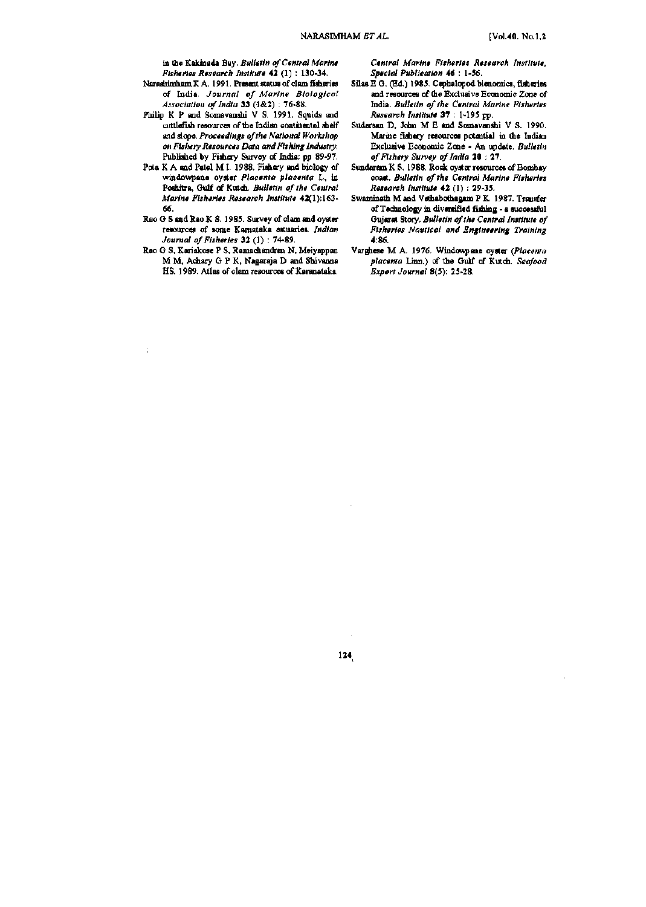in the Kakinada Bay. *Bulletin of Central Marine Fisheries Research Institute* **42** (1) : 130-34.

Narasimham K A. 1991. Present status of clam fisheries of India. *Journal of Marine Biological Association of India* **33** (1&2) : 76-88.

Philip K P and Somavanshi V S. 1991. Squids and cuttlefish resources of the Indian continental shelf and slope. *Proceedings of the National Workshop on Fishery Resources Data and Fishing Industry.* Published by Fishery Survey of India: pp 89-97.

Pota K A and Patel M I. 1988. Fishery and biology of windowpane oyster *Placenta placenta* L, in Poshitra, Gulf of Kutch. *Bulletin of the Central Marine Fisheries Research Institute* **42**(1):163-66.

Rao G S and Rao K S. 1985. Survey of clam and oyster resources of some Karnataka estuaries. *Indian Journal of Fisheries* **32** (1) : 74-89.

Rao G S, Kariakose P S, Ramachandran N, Meiyappan M M, Achary G P K, Nagaraja D and Shivanna HS. 1989. Atlas of clam resources of Karanataka. *Central Marine Fisheries Research Institute, Special Publication* **46** : 1-56.

Silas E G. (Ed.) 1985. Cephalopod bionomics, fisheries and resources of the Exclusive Economic Zone of India. *Bulletin of the Central Marine Fisheries Research Institute* **37** : 1-195 pp.

Sudersan D, John M E and Somavanshi V S. 1990. Marine fishery resources potential in the Indian Exclusive Economic Zone - An update. *Bulletin of Fishery Survey of India* **20** : 27.

Sundaram K S. 1988. Rock oyster resources of Bombay coast. *Bulletin of the Central Marine Fisheries Research Institute* **42** (1) : 29-35.

Swaminath M and Vethabothagam P K. 1987. Transfer of Technology in diversified fishing - a successful Gujarat Story. *Bulletin of the Central Institute of Fisheries Nautical and Engineering Training* **4**:86.

Varghese M A. 1976. Windowpane oyster (*Placenta placenta* Linn.) of the Gulf of Kutch. *Seafood Export Journal* **8**(5): 25-28.